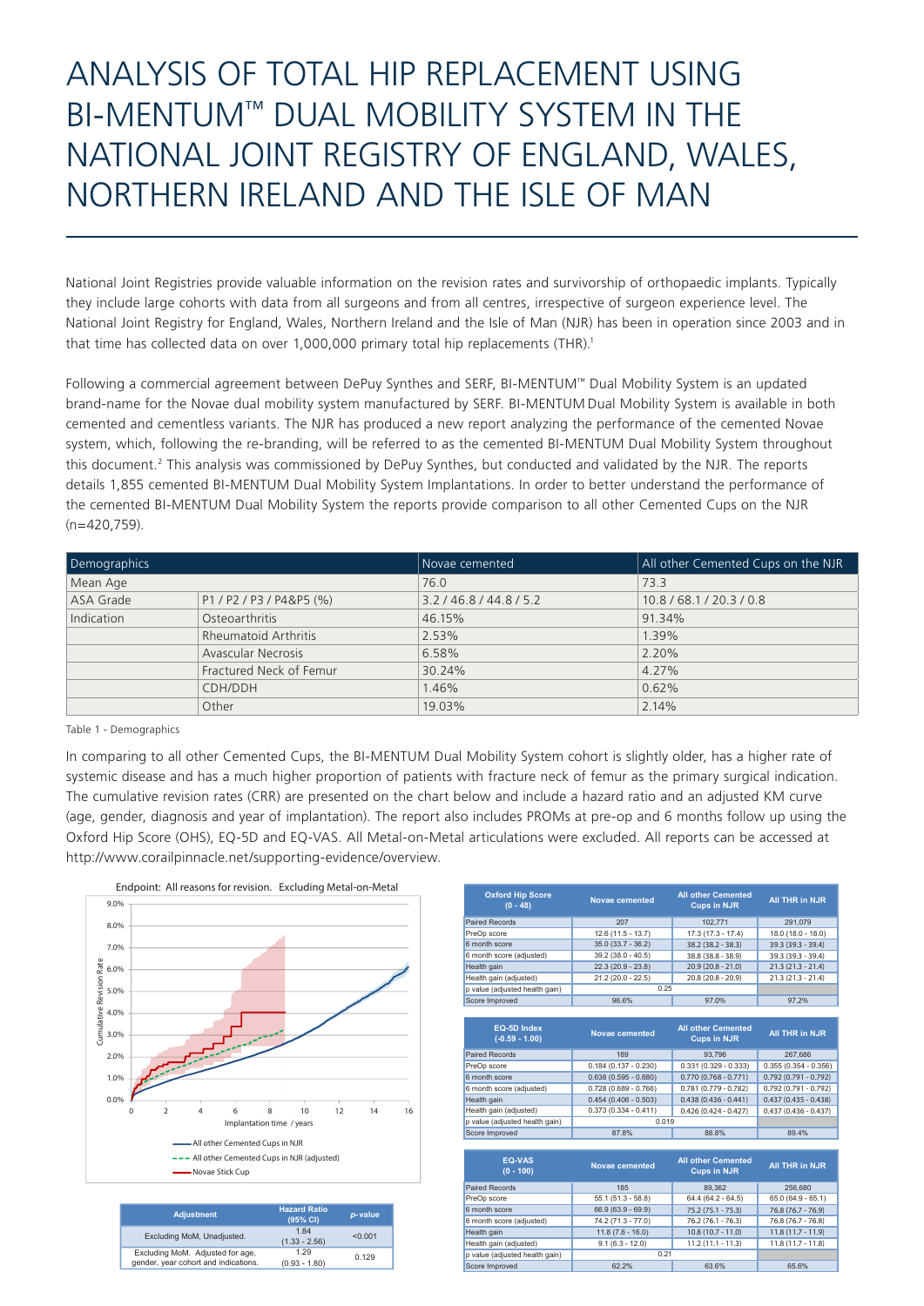# ANALYSIS OF TOTAL HIP REPLACEMENT USING BI-MENTUM™ DUAL MOBILITY SYSTEM IN THE NATIONAL JOINT REGISTRY OF ENGLAND, WALES, NORTHERN IRELAND AND THE ISLE OF MAN

National Joint Registries provide valuable information on the revision rates and survivorship of orthopaedic implants. Typically they include large cohorts with data from all surgeons and from all centres, irrespective of surgeon experience level. The National Joint Registry for England, Wales, Northern Ireland and the Isle of Man (NJR) has been in operation since 2003 and in that time has collected data on over 1,000,000 primary total hip replacements (THR).[1]

Following a commercial agreement between DePuy Synthes and SERF, BI-MENTUM™ Dual Mobility System is an updated brand-name for the Novae dual mobility system manufactured by SERF. BI-MENTUM Dual Mobility System is available in both cemented and cementless variants. The NJR has produced a new report analyzing the performance of the cemented Novae system, which, following the re-branding, will be referred to as the cemented BI-MENTUM Dual Mobility System throughout this document.[2] This analysis was commissioned by DePuy Synthes, but conducted and validated by the NJR. The reports details 1,855 cemented BI-MENTUM Dual Mobility System Implantations. In order to better understand the performance of the cemented BI-MENTUM Dual Mobility System the reports provide comparison to all other Cemented Cups on the NJR (n=420,759).

| Demographics | | Novae cemented | All other Cemented Cups on the NJR |
|---|---|---|---|
| Mean Age | | 76.0 | 73.3 |
| ASA Grade | P1 / P2 / P3 / P4&P5 (%) | 3.2 / 46.8 / 44.8 / 5.2 | 10.8 / 68.1 / 20.3 / 0.8 |
| Indication | Osteoarthritis | 46.15% | 91.34% |
| | Rheumatoid Arthritis | 2.53% | 1.39% |
| | Avascular Necrosis | 6.58% | 2.20% |
| | Fractured Neck of Femur | 30.24% | 4.27% |
| | CDH/DDH | 1.46% | 0.62% |
| | Other | 19.03% | 2.14% |

Table 1 - Demographics

In comparing to all other Cemented Cups, the BI-MENTUM Dual Mobility System cohort is slightly older, has a higher rate of systemic disease and has a much higher proportion of patients with fracture neck of femur as the primary surgical indication. The cumulative revision rates (CRR) are presented on the chart below and include a hazard ratio and an adjusted KM curve (age, gender, diagnosis and year of implantation). The report also includes PROMs at pre-op and 6 months follow up using the Oxford Hip Score (OHS), EQ-5D and EQ-VAS. All Metal-on-Metal articulations were excluded. All reports can be accessed at http://www.corailpinnacle.net/supporting-evidence/overview.

Endpoint: All reasons for revision. Excluding Metal-on-Metal

- All other Cemented Cups in NJR
- All other Cemented Cups in NJR (adjusted)
- Novae Stick Cup

| Adjustment | Hazard Ratio (95% CI) | p-value |
|---|---|---|
| Excluding MoM, Unadjusted. | 1.84 (1.33 - 2.56) | <0.001 |
| Excluding MoM. Adjusted for age, gender, year cohort and indications. | 1.29 (0.93 - 1.80) | 0.129 |

| Oxford Hip Score (0 - 48) | Novae cemented | All other Cemented Cups in NJR | All THR in NJR |
|---|---|---|---|
| Paired Records | 207 | 102,771 | 291,079 |
| PreOp score | 12.6 (11.5 - 13.7) | 17.3 (17.3 - 17.4) | 18.0 (18.0 - 18.0) |
| 6 month score | 35.0 (33.7 - 36.2) | 38.2 (38.2 - 38.3) | 39.3 (39.3 - 39.4) |
| 6 month score (adjusted) | 39.2 (38.0 - 40.5) | 38.8 (38.8 - 38.9) | 39.3 (39.3 - 39.4) |
| Health gain | 22.3 (20.9 - 23.8) | 20.9 (20.8 - 21.0) | 21.3 (21.3 - 21.4) |
| Health gain (adjusted) | 21.2 (20.0 - 22.5) | 20.8 (20.8 - 20.9) | 21.3 (21.3 - 21.4) |
| p value (adjusted health gain) | 0.25 | | |
| Score Improved | 96.6% | 97.0% | 97.2% |

| EQ-5D Index (-0.59 - 1.00) | Novae cemented | All other Cemented Cups in NJR | All THR in NJR |
|---|---|---|---|
| Paired Records | 189 | 93,796 | 267,686 |
| PreOp score | 0.184 (0.137 - 0.230) | 0.331 (0.329 - 0.333) | 0.355 (0.354 - 0.356) |
| 6 month score | 0.638 (0.595 - 0.680) | 0.770 (0.768 - 0.771) | 0.792 (0.791 - 0.792) |
| 6 month score (adjusted) | 0.728 (0.689 - 0.766) | 0.781 (0.779 - 0.782) | 0.792 (0.791 - 0.792) |
| Health gain | 0.454 (0.406 - 0.503) | 0.438 (0.436 - 0.441) | 0.437 (0.435 - 0.438) |
| Health gain (adjusted) | 0.373 (0.334 - 0.411) | 0.426 (0.424 - 0.427) | 0.437 (0.436 - 0.437) |
| p value (adjusted health gain) | 0.019 | | |
| Score Improved | 87.8% | 88.8% | 89.4% |

| EQ-VAS (0 - 100) | Novae cemented | All other Cemented Cups in NJR | All THR in NJR |
|---|---|---|---|
| Paired Records | 185 | 89,362 | 256,680 |
| PreOp score | 55.1 (51.3 - 58.8) | 64.4 (64.2 - 64.5) | 65.0 (64.9 - 65.1) |
| 6 month score | 66.9 (63.9 - 69.9) | 75.2 (75.1 - 75.3) | 76.8 (76.7 - 76.9) |
| 6 month score (adjusted) | 74.2 (71.3 - 77.0) | 76.2 (76.1 - 76.3) | 76.8 (76.7 - 76.8) |
| Health gain | 11.8 (7.6 - 16.0) | 10.8 (10.7 - 11.0) | 11.8 (11.7 - 11.9) |
| Health gain (adjusted) | 9.1 (6.3 - 12.0) | 11.2 (11.1 - 11.3) | 11.8 (11.7 - 11.8) |
| p value (adjusted health gain) | 0.21 | | |
| Score Improved | 62.2% | 63.6% | 65.6% |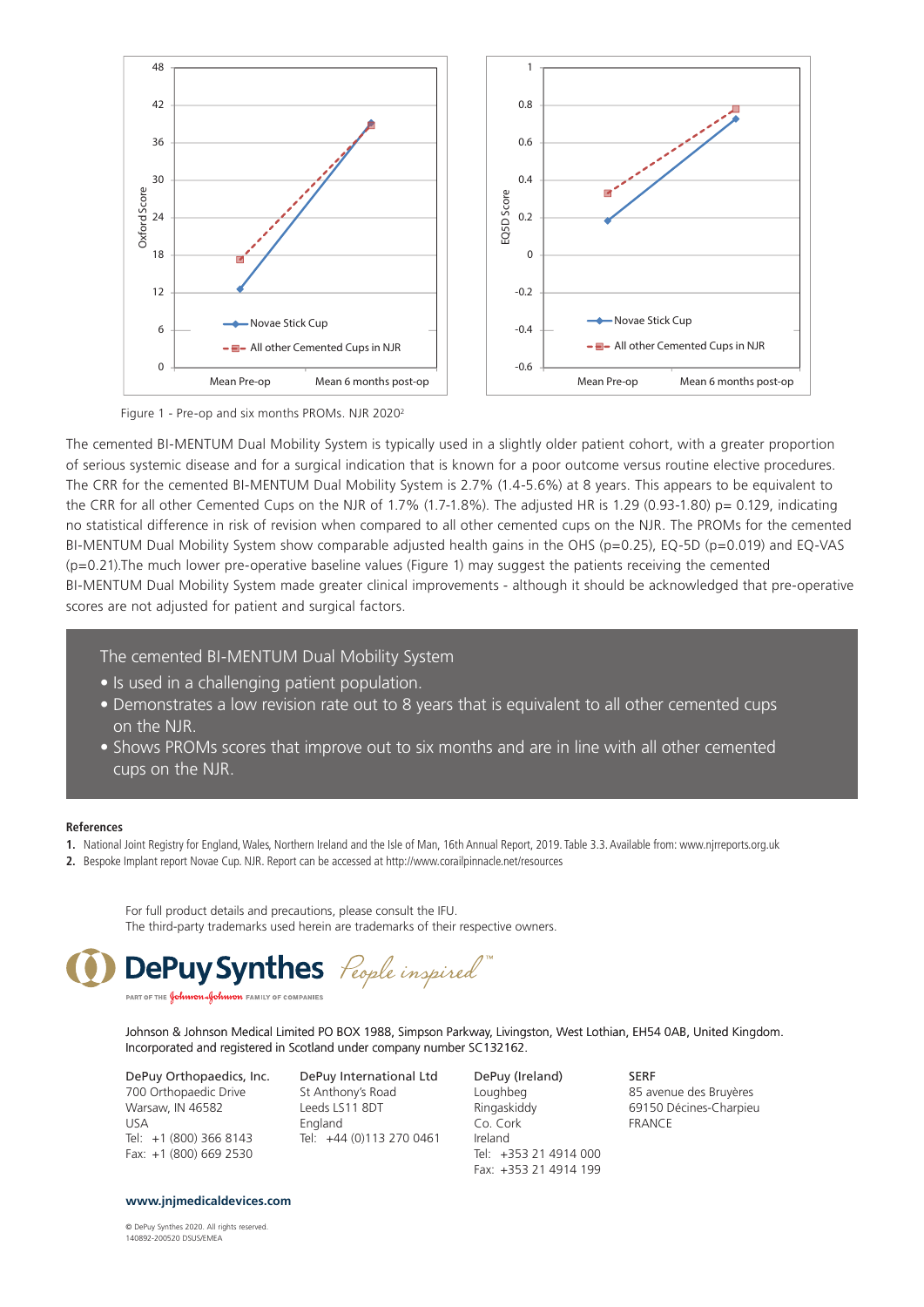Oxford Score

48
42
36
30
24
18
12
6
0

Novae Stick Cup
All other Cemented Cups in NJR

Mean Pre-op
Mean 6 months post-op

EQ5D Score

1
0.8
0.6
0.4
0.2
0
-0.2
-0.4
-0.6

Novae Stick Cup
All other Cemented Cups in NJR

Mean Pre-op
Mean 6 months post-op

Figure 1 - Pre-op and six months PROMs. NJR 2020[2]

The cemented BI-MENTUM Dual Mobility System is typically used in a slightly older patient cohort, with a greater proportion of serious systemic disease and for a surgical indication that is known for a poor outcome versus routine elective procedures. The CRR for the cemented BI-MENTUM Dual Mobility System is 2.7% (1.4-5.6%) at 8 years. This appears to be equivalent to the CRR for all other Cemented Cups on the NJR of 1.7% (1.7-1.8%). The adjusted HR is 1.29 (0.93-1.80) p= 0.129, indicating no statistical difference in risk of revision when compared to all other cemented cups on the NJR. The PROMs for the cemented BI-MENTUM Dual Mobility System show comparable adjusted health gains in the OHS (p=0.25), EQ-5D (p=0.019) and EQ-VAS (p=0.21).The much lower pre-operative baseline values (Figure 1) may suggest the patients receiving the cemented BI-MENTUM Dual Mobility System made greater clinical improvements - although it should be acknowledged that pre-operative scores are not adjusted for patient and surgical factors.

The cemented BI-MENTUM Dual Mobility System

- Is used in a challenging patient population.
- Demonstrates a low revision rate out to 8 years that is equivalent to all other cemented cups on the NJR.
- Shows PROMs scores that improve out to six months and are in line with all other cemented cups on the NJR.

**References**

1. National Joint Registry for England, Wales, Northern Ireland and the Isle of Man, 16th Annual Report, 2019. Table 3.3. Available from: www.njrreports.org.uk
2. Bespoke Implant report Novae Cup. NJR. Report can be accessed at http://www.corailpinnacle.net/resources

For full product details and precautions, please consult the IFU.
The third-party trademarks used herein are trademarks of their respective owners.

DePuy Synthes *People inspired*™
PART OF THE Johnson & Johnson FAMILY OF COMPANIES

Johnson & Johnson Medical Limited PO BOX 1988, Simpson Parkway, Livingston, West Lothian, EH54 0AB, United Kingdom.
Incorporated and registered in Scotland under company number SC132162.

DePuy Orthopaedics, Inc.
700 Orthopaedic Drive
Warsaw, IN 46582
USA
Tel: +1 (800) 366 8143
Fax: +1 (800) 669 2530

DePuy International Ltd
St Anthony's Road
Leeds LS11 8DT
England
Tel: +44 (0)113 270 0461

DePuy (Ireland)
Loughbeg
Ringaskiddy
Co. Cork
Ireland
Tel: +353 21 4914 000
Fax: +353 21 4914 199

SERF
85 avenue des Bruyères
69150 Décines-Charpieu
FRANCE

**www.jnjmedicaldevices.com**

© DePuy Synthes 2020. All rights reserved.
140892-200520 DSUS/EMEA